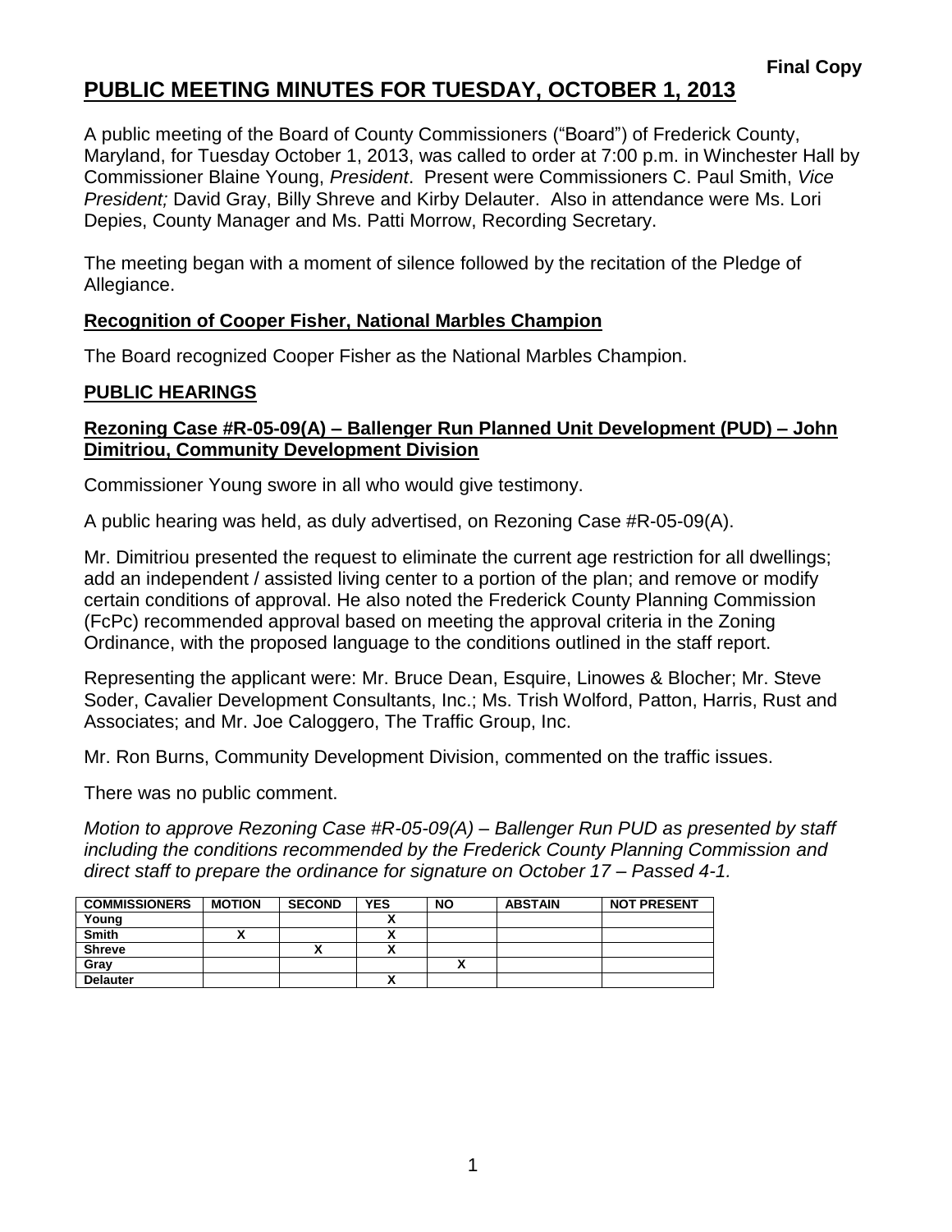**Final Copy**

# PUBLIC MEETING MINUTES FOR TUESDAY, OCTOBER 1, 2013

A public meeting of the Board of County Commissioners ("Board") of Frederick County, Maryland, for Tuesday October 1, 2013, was called to order at 7:00 p.m. in Winchester Hall by Commissioner Blaine Young, *President*. Present were Commissioners C. Paul Smith, *Vice President;* David Gray, Billy Shreve and Kirby Delauter. Also in attendance were Ms. Lori Depies, County Manager and Ms. Patti Morrow, Recording Secretary.

The meeting began with a moment of silence followed by the recitation of the Pledge of Allegiance.

## Recognition of Cooper Fisher, National Marbles Champion

The Board recognized Cooper Fisher as the National Marbles Champion.

## PUBLIC HEARINGS

### Rezoning Case #R-05-09(A) – Ballenger Run Planned Unit Development (PUD) – John Dimitriou, Community Development Division

Commissioner Young swore in all who would give testimony.

A public hearing was held, as duly advertised, on Rezoning Case #R-05-09(A).

Mr. Dimitriou presented the request to eliminate the current age restriction for all dwellings; add an independent / assisted living center to a portion of the plan; and remove or modify certain conditions of approval. He also noted the Frederick County Planning Commission (FcPc) recommended approval based on meeting the approval criteria in the Zoning Ordinance, with the proposed language to the conditions outlined in the staff report.

Representing the applicant were: Mr. Bruce Dean, Esquire, Linowes & Blocher; Mr. Steve Soder, Cavalier Development Consultants, Inc.; Ms. Trish Wolford, Patton, Harris, Rust and Associates; and Mr. Joe Caloggero, The Traffic Group, Inc.

Mr. Ron Burns, Community Development Division, commented on the traffic issues.

There was no public comment.

*Motion to approve Rezoning Case #R-05-09(A) – Ballenger Run PUD as presented by staff including the conditions recommended by the Frederick County Planning Commission and direct staff to prepare the ordinance for signature on October 17 – Passed 4-1.*

| COMMISSIONERS | MOTION | SECOND | YES | NO | ABSTAIN | NOT PRESENT |
|---|---|---|---|---|---|---|
| Young | | | X | | | |
| Smith | X | | X | | | |
| Shreve | | X | X | | | |
| Gray | | | | X | | |
| Delauter | | | X | | | |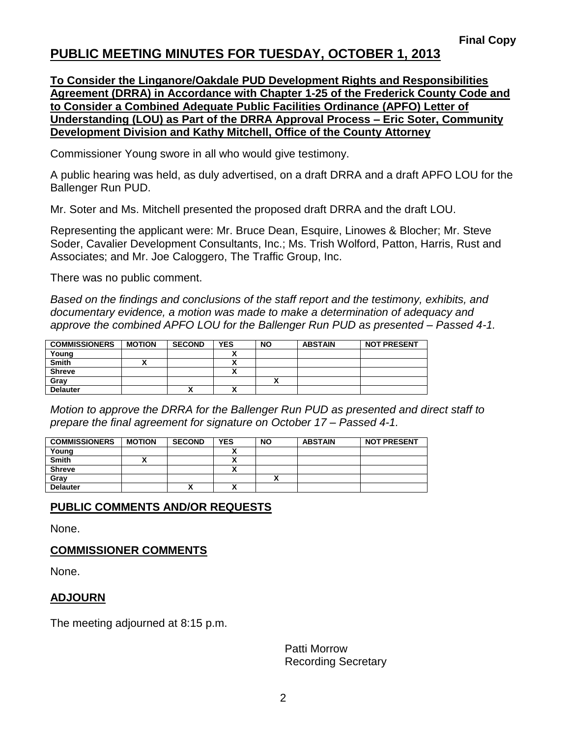**Final Copy**

# PUBLIC MEETING MINUTES FOR TUESDAY, OCTOBER 1, 2013

**To Consider the Linganore/Oakdale PUD Development Rights and Responsibilities Agreement (DRRA) in Accordance with Chapter 1-25 of the Frederick County Code and to Consider a Combined Adequate Public Facilities Ordinance (APFO) Letter of Understanding (LOU) as Part of the DRRA Approval Process – Eric Soter, Community Development Division and Kathy Mitchell, Office of the County Attorney**

Commissioner Young swore in all who would give testimony.

A public hearing was held, as duly advertised, on a draft DRRA and a draft APFO LOU for the Ballenger Run PUD.

Mr. Soter and Ms. Mitchell presented the proposed draft DRRA and the draft LOU.

Representing the applicant were: Mr. Bruce Dean, Esquire, Linowes & Blocher; Mr. Steve Soder, Cavalier Development Consultants, Inc.; Ms. Trish Wolford, Patton, Harris, Rust and Associates; and Mr. Joe Caloggero, The Traffic Group, Inc.

There was no public comment.

*Based on the findings and conclusions of the staff report and the testimony, exhibits, and documentary evidence, a motion was made to make a determination of adequacy and approve the combined APFO LOU for the Ballenger Run PUD as presented – Passed 4-1.*

| COMMISSIONERS | MOTION | SECOND | YES | NO | ABSTAIN | NOT PRESENT |
|---|---|---|---|---|---|---|
| Young | | | X | | | |
| Smith | X | | X | | | |
| Shreve | | | X | | | |
| Gray | | | | X | | |
| Delauter | | X | X | | | |

*Motion to approve the DRRA for the Ballenger Run PUD as presented and direct staff to prepare the final agreement for signature on October 17 – Passed 4-1.*

| COMMISSIONERS | MOTION | SECOND | YES | NO | ABSTAIN | NOT PRESENT |
|---|---|---|---|---|---|---|
| Young | | | X | | | |
| Smith | X | | X | | | |
| Shreve | | | X | | | |
| Gray | | | | X | | |
| Delauter | | X | X | | | |

## PUBLIC COMMENTS AND/OR REQUESTS

None.

## COMMISSIONER COMMENTS

None.

## ADJOURN

The meeting adjourned at 8:15 p.m.

Patti Morrow
Recording Secretary